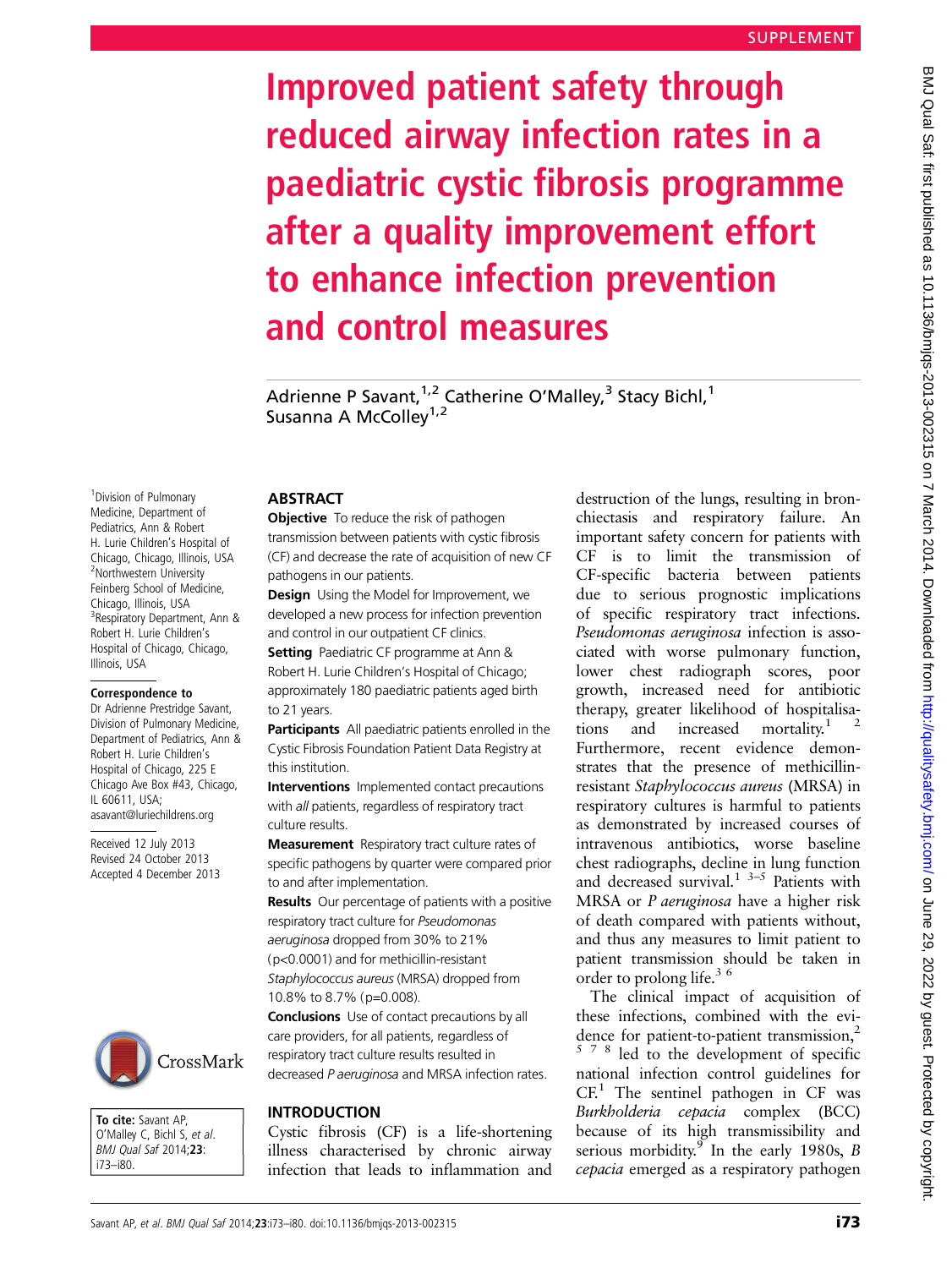SUPPLEMENT

# Improved patient safety through reduced airway infection rates in a paediatric cystic fibrosis programme after a quality improvement effort to enhance infection prevention and control measures

Adrienne P Savant,[1,2] Catherine O'Malley,[3] Stacy Bichl,[1] Susanna A McColley[1,2]

[1]Division of Pulmonary Medicine, Department of Pediatrics, Ann & Robert H. Lurie Children's Hospital of Chicago, Chicago, Illinois, USA
[2]Northwestern University Feinberg School of Medicine, Chicago, Illinois, USA
[3]Respiratory Department, Ann & Robert H. Lurie Children's Hospital of Chicago, Chicago, Illinois, USA

**Correspondence to**
Dr Adrienne Prestridge Savant, Division of Pulmonary Medicine, Department of Pediatrics, Ann & Robert H. Lurie Children's Hospital of Chicago, 225 E Chicago Ave Box #43, Chicago, IL 60611, USA; asavant@luriechildrens.org

Received 12 July 2013
Revised 24 October 2013
Accepted 4 December 2013

**To cite:** Savant AP, O'Malley C, Bichl S, *et al*. *BMJ Qual Saf* 2014;**23**: i73–i80.

## ABSTRACT

**Objective** To reduce the risk of pathogen transmission between patients with cystic fibrosis (CF) and decrease the rate of acquisition of new CF pathogens in our patients.

**Design** Using the Model for Improvement, we developed a new process for infection prevention and control in our outpatient CF clinics.

**Setting** Paediatric CF programme at Ann & Robert H. Lurie Children's Hospital of Chicago; approximately 180 paediatric patients aged birth to 21 years.

**Participants** All paediatric patients enrolled in the Cystic Fibrosis Foundation Patient Data Registry at this institution.

**Interventions** Implemented contact precautions with *all* patients, regardless of respiratory tract culture results.

**Measurement** Respiratory tract culture rates of specific pathogens by quarter were compared prior to and after implementation.

**Results** Our percentage of patients with a positive respiratory tract culture for *Pseudomonas aeruginosa* dropped from 30% to 21% ($p<0.0001$) and for methicillin-resistant *Staphylococcus aureus* (MRSA) dropped from 10.8% to 8.7% ($p=0.008$).

**Conclusions** Use of contact precautions by all care providers, for all patients, regardless of respiratory tract culture results resulted in decreased *P aeruginosa* and MRSA infection rates.

## INTRODUCTION

Cystic fibrosis (CF) is a life-shortening illness characterised by chronic airway infection that leads to inflammation and destruction of the lungs, resulting in bronchiectasis and respiratory failure. An important safety concern for patients with CF is to limit the transmission of CF-specific bacteria between patients due to serious prognostic implications of specific respiratory tract infections. *Pseudomonas aeruginosa* infection is associated with worse pulmonary function, lower chest radiograph scores, poor growth, increased need for antibiotic therapy, greater likelihood of hospitalisations and increased mortality.[1 2] Furthermore, recent evidence demonstrates that the presence of methicillin-resistant *Staphylococcus aureus* (MRSA) in respiratory cultures is harmful to patients as demonstrated by increased courses of intravenous antibiotics, worse baseline chest radiographs, decline in lung function and decreased survival.[1 3–5] Patients with MRSA or *P aeruginosa* have a higher risk of death compared with patients without, and thus any measures to limit patient to patient transmission should be taken in order to prolong life.[3 6]

The clinical impact of acquisition of these infections, combined with the evidence for patient-to-patient transmission,[2 5 7 8] led to the development of specific national infection control guidelines for CF.[1] The sentinel pathogen in CF was *Burkholderia cepacia* complex (BCC) because of its high transmissibility and serious morbidity.[9] In the early 1980s, *B cepacia* emerged as a respiratory pathogen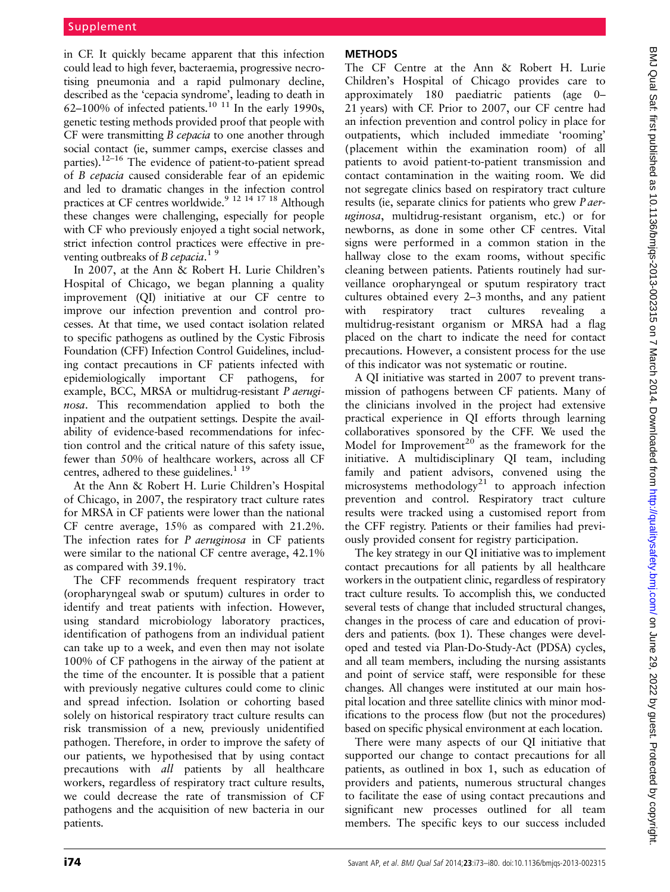in CF. It quickly became apparent that this infection could lead to high fever, bacteraemia, progressive necrotising pneumonia and a rapid pulmonary decline, described as the 'cepacia syndrome', leading to death in 62–100% of infected patients.[10 11] In the early 1990s, genetic testing methods provided proof that people with CF were transmitting *B cepacia* to one another through social contact (ie, summer camps, exercise classes and parties).[12–16] The evidence of patient-to-patient spread of *B cepacia* caused considerable fear of an epidemic and led to dramatic changes in the infection control practices at CF centres worldwide.[9 12 14 17 18] Although these changes were challenging, especially for people with CF who previously enjoyed a tight social network, strict infection control practices were effective in preventing outbreaks of *B cepacia*.[1 9]

In 2007, at the Ann & Robert H. Lurie Children's Hospital of Chicago, we began planning a quality improvement (QI) initiative at our CF centre to improve our infection prevention and control processes. At that time, we used contact isolation related to specific pathogens as outlined by the Cystic Fibrosis Foundation (CFF) Infection Control Guidelines, including contact precautions in CF patients infected with epidemiologically important CF pathogens, for example, BCC, MRSA or multidrug-resistant *P aeruginosa*. This recommendation applied to both the inpatient and the outpatient settings. Despite the availability of evidence-based recommendations for infection control and the critical nature of this safety issue, fewer than 50% of healthcare workers, across all CF centres, adhered to these guidelines.[1 19]

At the Ann & Robert H. Lurie Children's Hospital of Chicago, in 2007, the respiratory tract culture rates for MRSA in CF patients were lower than the national CF centre average, 15% as compared with 21.2%. The infection rates for *P aeruginosa* in CF patients were similar to the national CF centre average, 42.1% as compared with 39.1%.

The CFF recommends frequent respiratory tract (oropharyngeal swab or sputum) cultures in order to identify and treat patients with infection. However, using standard microbiology laboratory practices, identification of pathogens from an individual patient can take up to a week, and even then may not isolate 100% of CF pathogens in the airway of the patient at the time of the encounter. It is possible that a patient with previously negative cultures could come to clinic and spread infection. Isolation or cohorting based solely on historical respiratory tract culture results can risk transmission of a new, previously unidentified pathogen. Therefore, in order to improve the safety of our patients, we hypothesised that by using contact precautions with *all* patients by all healthcare workers, regardless of respiratory tract culture results, we could decrease the rate of transmission of CF pathogens and the acquisition of new bacteria in our patients.

## METHODS

The CF Centre at the Ann & Robert H. Lurie Children's Hospital of Chicago provides care to approximately 180 paediatric patients (age 0–21 years) with CF. Prior to 2007, our CF centre had an infection prevention and control policy in place for outpatients, which included immediate 'rooming' (placement within the examination room) of all patients to avoid patient-to-patient transmission and contact contamination in the waiting room. We did not segregate clinics based on respiratory tract culture results (ie, separate clinics for patients who grew *P aeruginosa*, multidrug-resistant organism, etc.) or for newborns, as done in some other CF centres. Vital signs were performed in a common station in the hallway close to the exam rooms, without specific cleaning between patients. Patients routinely had surveillance oropharyngeal or sputum respiratory tract cultures obtained every 2–3 months, and any patient with respiratory tract cultures revealing a multidrug-resistant organism or MRSA had a flag placed on the chart to indicate the need for contact precautions. However, a consistent process for the use of this indicator was not systematic or routine.

A QI initiative was started in 2007 to prevent transmission of pathogens between CF patients. Many of the clinicians involved in the project had extensive practical experience in QI efforts through learning collaboratives sponsored by the CFF. We used the Model for Improvement[20] as the framework for the initiative. A multidisciplinary QI team, including family and patient advisors, convened using the microsystems methodology[21] to approach infection prevention and control. Respiratory tract culture results were tracked using a customised report from the CFF registry. Patients or their families had previously provided consent for registry participation.

The key strategy in our QI initiative was to implement contact precautions for all patients by all healthcare workers in the outpatient clinic, regardless of respiratory tract culture results. To accomplish this, we conducted several tests of change that included structural changes, changes in the process of care and education of providers and patients. (box 1). These changes were developed and tested via Plan-Do-Study-Act (PDSA) cycles, and all team members, including the nursing assistants and point of service staff, were responsible for these changes. All changes were instituted at our main hospital location and three satellite clinics with minor modifications to the process flow (but not the procedures) based on specific physical environment at each location.

There were many aspects of our QI initiative that supported our change to contact precautions for all patients, as outlined in box 1, such as education of providers and patients, numerous structural changes to facilitate the ease of using contact precautions and significant new processes outlined for all team members. The specific keys to our success included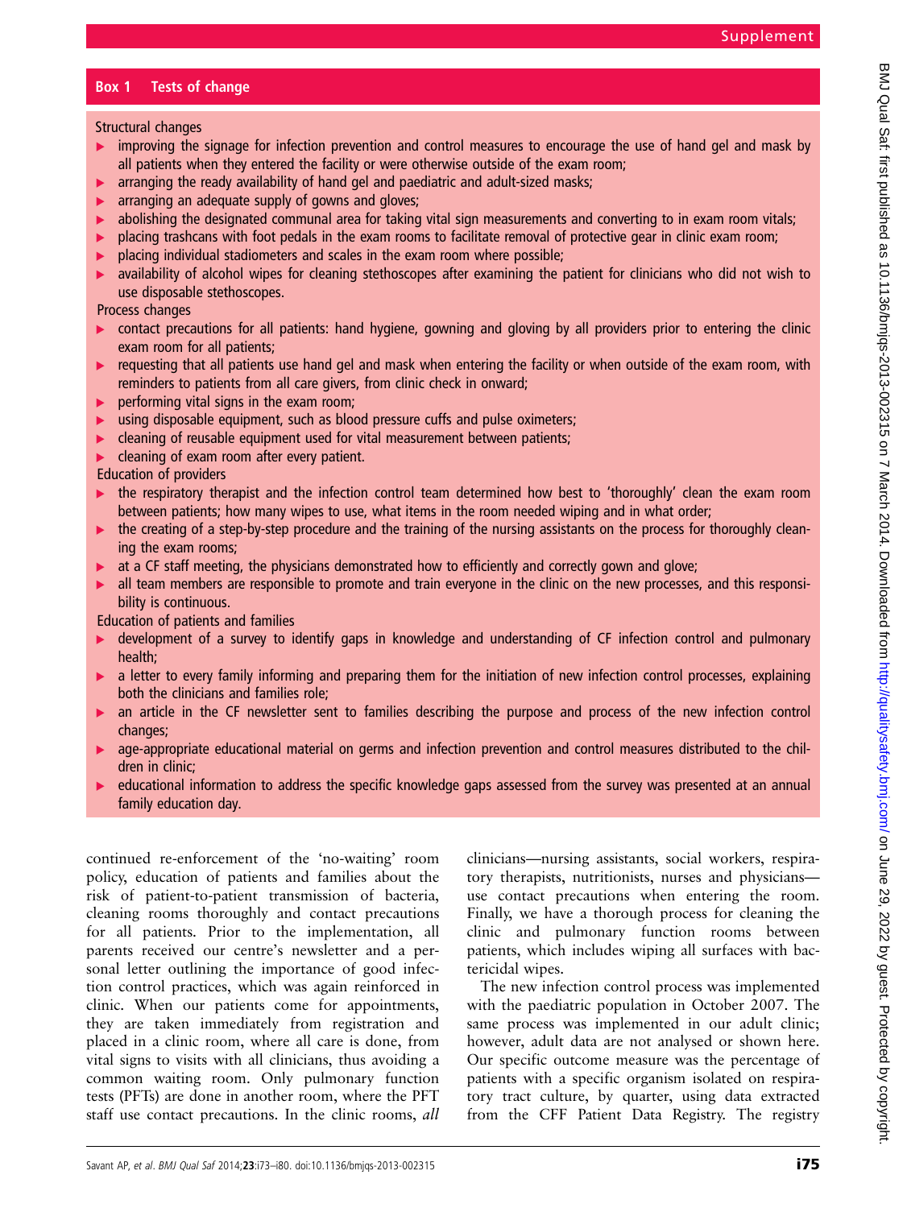## Box 1 Tests of change

Structural changes

- improving the signage for infection prevention and control measures to encourage the use of hand gel and mask by all patients when they entered the facility or were otherwise outside of the exam room;
- arranging the ready availability of hand gel and paediatric and adult-sized masks;
- arranging an adequate supply of gowns and gloves;
- abolishing the designated communal area for taking vital sign measurements and converting to in exam room vitals;
- placing trashcans with foot pedals in the exam rooms to facilitate removal of protective gear in clinic exam room;
- placing individual stadiometers and scales in the exam room where possible;
- availability of alcohol wipes for cleaning stethoscopes after examining the patient for clinicians who did not wish to use disposable stethoscopes.

Process changes

- contact precautions for all patients: hand hygiene, gowning and gloving by all providers prior to entering the clinic exam room for all patients;
- requesting that all patients use hand gel and mask when entering the facility or when outside of the exam room, with reminders to patients from all care givers, from clinic check in onward;
- performing vital signs in the exam room;
- using disposable equipment, such as blood pressure cuffs and pulse oximeters;
- cleaning of reusable equipment used for vital measurement between patients;
- cleaning of exam room after every patient.

Education of providers

- the respiratory therapist and the infection control team determined how best to 'thoroughly' clean the exam room between patients; how many wipes to use, what items in the room needed wiping and in what order;
- the creating of a step-by-step procedure and the training of the nursing assistants on the process for thoroughly cleaning the exam rooms;
- at a CF staff meeting, the physicians demonstrated how to efficiently and correctly gown and glove;
- all team members are responsible to promote and train everyone in the clinic on the new processes, and this responsibility is continuous.

Education of patients and families

- development of a survey to identify gaps in knowledge and understanding of CF infection control and pulmonary health;
- a letter to every family informing and preparing them for the initiation of new infection control processes, explaining both the clinicians and families role;
- an article in the CF newsletter sent to families describing the purpose and process of the new infection control changes;
- age-appropriate educational material on germs and infection prevention and control measures distributed to the children in clinic;
- educational information to address the specific knowledge gaps assessed from the survey was presented at an annual family education day.

continued re-enforcement of the 'no-waiting' room policy, education of patients and families about the risk of patient-to-patient transmission of bacteria, cleaning rooms thoroughly and contact precautions for all patients. Prior to the implementation, all parents received our centre's newsletter and a personal letter outlining the importance of good infection control practices, which was again reinforced in clinic. When our patients come for appointments, they are taken immediately from registration and placed in a clinic room, where all care is done, from vital signs to visits with all clinicians, thus avoiding a common waiting room. Only pulmonary function tests (PFTs) are done in another room, where the PFT staff use contact precautions. In the clinic rooms, *all* clinicians—nursing assistants, social workers, respiratory therapists, nutritionists, nurses and physicians—use contact precautions when entering the room. Finally, we have a thorough process for cleaning the clinic and pulmonary function rooms between patients, which includes wiping all surfaces with bactericidal wipes.

The new infection control process was implemented with the paediatric population in October 2007. The same process was implemented in our adult clinic; however, adult data are not analysed or shown here. Our specific outcome measure was the percentage of patients with a specific organism isolated on respiratory tract culture, by quarter, using data extracted from the CFF Patient Data Registry. The registry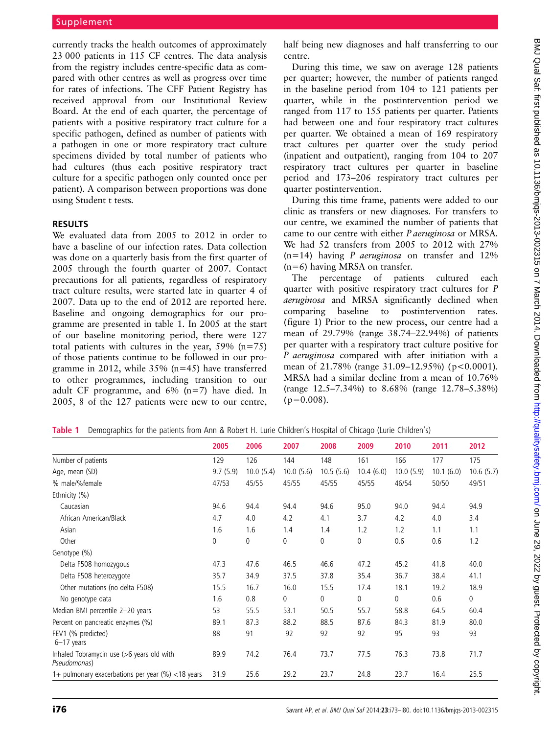currently tracks the health outcomes of approximately 23 000 patients in 115 CF centres. The data analysis from the registry includes centre-specific data as compared with other centres as well as progress over time for rates of infections. The CFF Patient Registry has received approval from our Institutional Review Board. At the end of each quarter, the percentage of patients with a positive respiratory tract culture for a specific pathogen, defined as number of patients with a pathogen in one or more respiratory tract culture specimens divided by total number of patients who had cultures (thus each positive respiratory tract culture for a specific pathogen only counted once per patient). A comparison between proportions was done using Student t tests.

## RESULTS

We evaluated data from 2005 to 2012 in order to have a baseline of our infection rates. Data collection was done on a quarterly basis from the first quarter of 2005 through the fourth quarter of 2007. Contact precautions for all patients, regardless of respiratory tract culture results, were started late in quarter 4 of 2007. Data up to the end of 2012 are reported here. Baseline and ongoing demographics for our programme are presented in table 1. In 2005 at the start of our baseline monitoring period, there were 127 total patients with cultures in the year, 59% (n=75) of those patients continue to be followed in our programme in 2012, while 35% (n=45) have transferred to other programmes, including transition to our adult CF programme, and 6% (n=7) have died. In 2005, 8 of the 127 patients were new to our centre, half being new diagnoses and half transferring to our centre.

During this time, we saw on average 128 patients per quarter; however, the number of patients ranged in the baseline period from 104 to 121 patients per quarter, while in the postintervention period we ranged from 117 to 155 patients per quarter. Patients had between one and four respiratory tract cultures per quarter. We obtained a mean of 169 respiratory tract cultures per quarter over the study period (inpatient and outpatient), ranging from 104 to 207 respiratory tract cultures per quarter in baseline period and 173–206 respiratory tract cultures per quarter postintervention.

During this time frame, patients were added to our clinic as transfers or new diagnoses. For transfers to our centre, we examined the number of patients that came to our centre with either *P aeruginosa* or MRSA. We had 52 transfers from 2005 to 2012 with 27% (n=14) having *P aeruginosa* on transfer and 12% (n=6) having MRSA on transfer.

The percentage of patients cultured each quarter with positive respiratory tract cultures for *P aeruginosa* and MRSA significantly declined when comparing baseline to postintervention rates. (figure 1) Prior to the new process, our centre had a mean of 29.79% (range 38.74–22.94%) of patients per quarter with a respiratory tract culture positive for *P aeruginosa* compared with after initiation with a mean of 21.78% (range 31.09–12.95%) ($p<0.0001$). MRSA had a similar decline from a mean of 10.76% (range 12.5–7.34%) to 8.68% (range 12.78–5.38%) ($p=0.008$).

**Table 1** Demographics for the patients from Ann & Robert H. Lurie Children's Hospital of Chicago (Lurie Children's)

| | 2005 | 2006 | 2007 | 2008 | 2009 | 2010 | 2011 | 2012 |
|---|---|---|---|---|---|---|---|---|
| Number of patients | 129 | 126 | 144 | 148 | 161 | 166 | 177 | 175 |
| Age, mean (SD) | 9.7 (5.9) | 10.0 (5.4) | 10.0 (5.6) | 10.5 (5.6) | 10.4 (6.0) | 10.0 (5.9) | 10.1 (6.0) | 10.6 (5.7) |
| % male/%female | 47/53 | 45/55 | 45/55 | 45/55 | 45/55 | 46/54 | 50/50 | 49/51 |
| Ethnicity (%) | | | | | | | | |
| Caucasian | 94.6 | 94.4 | 94.4 | 94.6 | 95.0 | 94.0 | 94.4 | 94.9 |
| African American/Black | 4.7 | 4.0 | 4.2 | 4.1 | 3.7 | 4.2 | 4.0 | 3.4 |
| Asian | 1.6 | 1.6 | 1.4 | 1.4 | 1.2 | 1.2 | 1.1 | 1.1 |
| Other | 0 | 0 | 0 | 0 | 0 | 0.6 | 0.6 | 1.2 |
| Genotype (%) | | | | | | | | |
| Delta F508 homozygous | 47.3 | 47.6 | 46.5 | 46.6 | 47.2 | 45.2 | 41.8 | 40.0 |
| Delta F508 heterozygote | 35.7 | 34.9 | 37.5 | 37.8 | 35.4 | 36.7 | 38.4 | 41.1 |
| Other mutations (no delta F508) | 15.5 | 16.7 | 16.0 | 15.5 | 17.4 | 18.1 | 19.2 | 18.9 |
| No genotype data | 1.6 | 0.8 | 0 | 0 | 0 | 0 | 0.6 | 0 |
| Median BMI percentile 2–20 years | 53 | 55.5 | 53.1 | 50.5 | 55.7 | 58.8 | 64.5 | 60.4 |
| Percent on pancreatic enzymes (%) | 89.1 | 87.3 | 88.2 | 88.5 | 87.6 | 84.3 | 81.9 | 80.0 |
| FEV1 (% predicted) 6–17 years | 88 | 91 | 92 | 92 | 92 | 95 | 93 | 93 |
| Inhaled Tobramycin use (>6 years old with *Pseudomonas*) | 89.9 | 74.2 | 76.4 | 73.7 | 77.5 | 76.3 | 73.8 | 71.7 |
| 1+ pulmonary exacerbations per year (%) <18 years | 31.9 | 25.6 | 29.2 | 23.7 | 24.8 | 23.7 | 16.4 | 25.5 |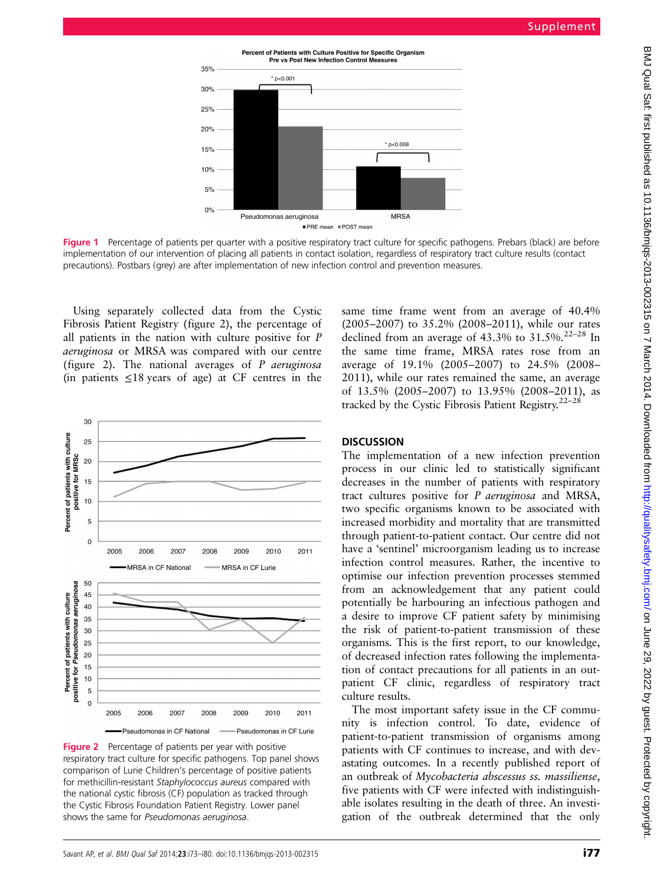Figure 1 Percentage of patients per quarter with a positive respiratory tract culture for specific pathogens. Prebars (black) are before implementation of our intervention of placing all patients in contact isolation, regardless of respiratory tract culture results (contact precautions). Postbars (grey) are after implementation of new infection control and prevention measures.

Using separately collected data from the Cystic Fibrosis Patient Registry (figure 2), the percentage of all patients in the nation with culture positive for *P aeruginosa* or MRSA was compared with our centre (figure 2). The national averages of *P aeruginosa* (in patients ≤18 years of age) at CF centres in the same time frame went from an average of 40.4% (2005–2007) to 35.2% (2008–2011), while our rates declined from an average of 43.3% to 31.5%.[22–28] In the same time frame, MRSA rates rose from an average of 19.1% (2005–2007) to 24.5% (2008–2011), while our rates remained the same, an average of 13.5% (2005–2007) to 13.95% (2008–2011), as tracked by the Cystic Fibrosis Patient Registry.[22–28]

Figure 2 Percentage of patients per year with positive respiratory tract culture for specific pathogens. Top panel shows comparison of Lurie Children's percentage of positive patients for methicillin-resistant *Staphylococcus aureus* compared with the national cystic fibrosis (CF) population as tracked through the Cystic Fibrosis Foundation Patient Registry. Lower panel shows the same for *Pseudomonas aeruginosa*.

## DISCUSSION

The implementation of a new infection prevention process in our clinic led to statistically significant decreases in the number of patients with respiratory tract cultures positive for *P aeruginosa* and MRSA, two specific organisms known to be associated with increased morbidity and mortality that are transmitted through patient-to-patient contact. Our centre did not have a 'sentinel' microorganism leading us to increase infection control measures. Rather, the incentive to optimise our infection prevention processes stemmed from an acknowledgement that any patient could potentially be harbouring an infectious pathogen and a desire to improve CF patient safety by minimising the risk of patient-to-patient transmission of these organisms. This is the first report, to our knowledge, of decreased infection rates following the implementation of contact precautions for all patients in an outpatient CF clinic, regardless of respiratory tract culture results.

The most important safety issue in the CF community is infection control. To date, evidence of patient-to-patient transmission of organisms among patients with CF continues to increase, and with devastating outcomes. In a recently published report of an outbreak of *Mycobacteria abscessus ss. massiliense*, five patients with CF were infected with indistinguishable isolates resulting in the death of three. An investigation of the outbreak determined that the only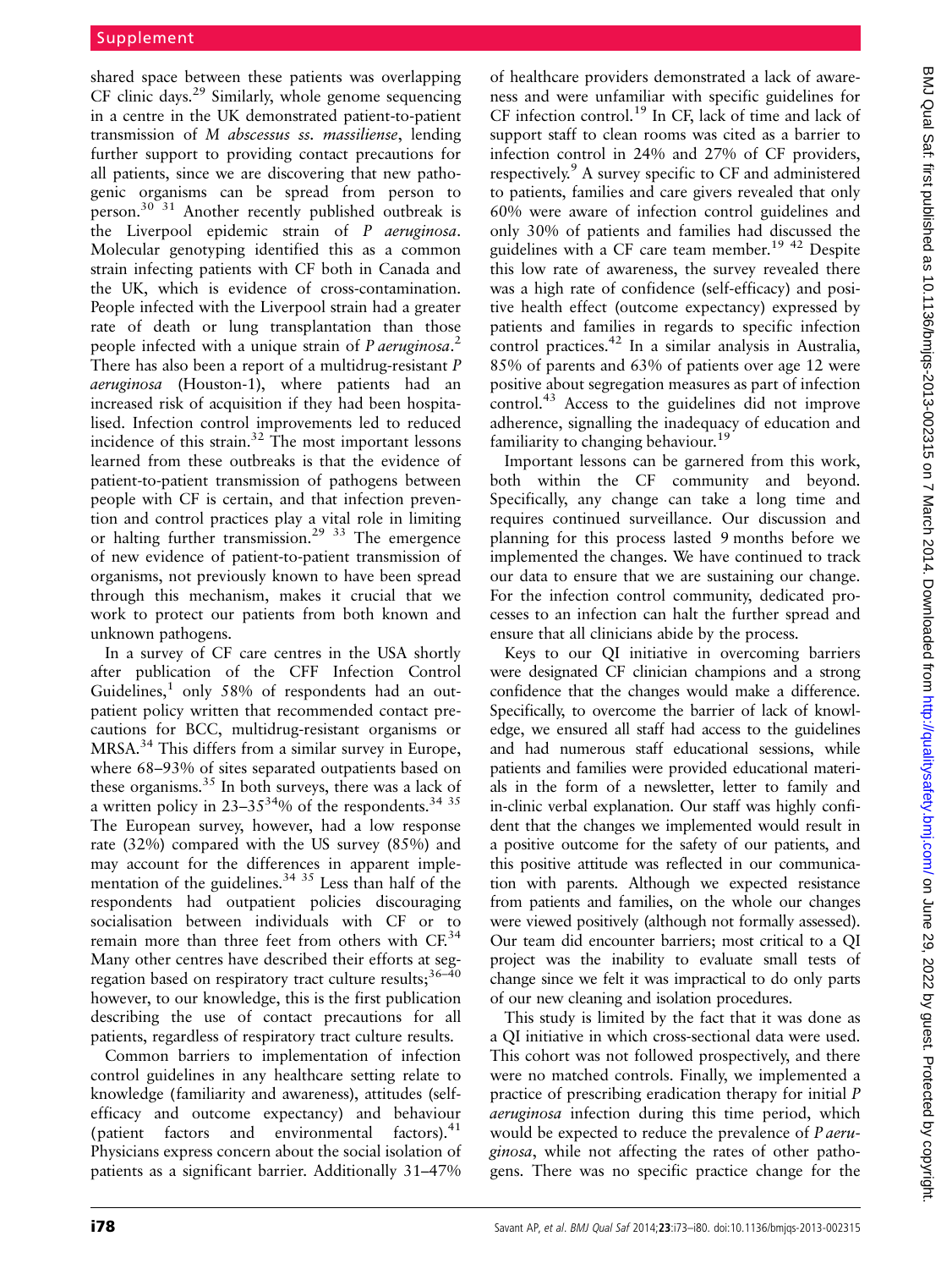shared space between these patients was overlapping CF clinic days.[29] Similarly, whole genome sequencing in a centre in the UK demonstrated patient-to-patient transmission of *M abscessus ss. massiliense*, lending further support to providing contact precautions for all patients, since we are discovering that new pathogenic organisms can be spread from person to person.[30 31] Another recently published outbreak is the Liverpool epidemic strain of *P aeruginosa*. Molecular genotyping identified this as a common strain infecting patients with CF both in Canada and the UK, which is evidence of cross-contamination. People infected with the Liverpool strain had a greater rate of death or lung transplantation than those people infected with a unique strain of *P aeruginosa*.[2] There has also been a report of a multidrug-resistant *P aeruginosa* (Houston-1), where patients had an increased risk of acquisition if they had been hospitalised. Infection control improvements led to reduced incidence of this strain.[32] The most important lessons learned from these outbreaks is that the evidence of patient-to-patient transmission of pathogens between people with CF is certain, and that infection prevention and control practices play a vital role in limiting or halting further transmission.[29 33] The emergence of new evidence of patient-to-patient transmission of organisms, not previously known to have been spread through this mechanism, makes it crucial that we work to protect our patients from both known and unknown pathogens.

In a survey of CF care centres in the USA shortly after publication of the CFF Infection Control Guidelines,[1] only 58% of respondents had an outpatient policy written that recommended contact precautions for BCC, multidrug-resistant organisms or MRSA.[34] This differs from a similar survey in Europe, where 68–93% of sites separated outpatients based on these organisms.[35] In both surveys, there was a lack of a written policy in 23–35[34]% of the respondents.[34 35] The European survey, however, had a low response rate (32%) compared with the US survey (85%) and may account for the differences in apparent implementation of the guidelines.[34 35] Less than half of the respondents had outpatient policies discouraging socialisation between individuals with CF or to remain more than three feet from others with CF.[34] Many other centres have described their efforts at segregation based on respiratory tract culture results;[36–40] however, to our knowledge, this is the first publication describing the use of contact precautions for all patients, regardless of respiratory tract culture results.

Common barriers to implementation of infection control guidelines in any healthcare setting relate to knowledge (familiarity and awareness), attitudes (self-efficacy and outcome expectancy) and behaviour (patient factors and environmental factors).[41] Physicians express concern about the social isolation of patients as a significant barrier. Additionally 31–47% of healthcare providers demonstrated a lack of awareness and were unfamiliar with specific guidelines for CF infection control.[19] In CF, lack of time and lack of support staff to clean rooms was cited as a barrier to infection control in 24% and 27% of CF providers, respectively.[9] A survey specific to CF and administered to patients, families and care givers revealed that only 60% were aware of infection control guidelines and only 30% of patients and families had discussed the guidelines with a CF care team member.[19 42] Despite this low rate of awareness, the survey revealed there was a high rate of confidence (self-efficacy) and positive health effect (outcome expectancy) expressed by patients and families in regards to specific infection control practices.[42] In a similar analysis in Australia, 85% of parents and 63% of patients over age 12 were positive about segregation measures as part of infection control.[43] Access to the guidelines did not improve adherence, signalling the inadequacy of education and familiarity to changing behaviour.[19]

Important lessons can be garnered from this work, both within the CF community and beyond. Specifically, any change can take a long time and requires continued surveillance. Our discussion and planning for this process lasted 9 months before we implemented the changes. We have continued to track our data to ensure that we are sustaining our change. For the infection control community, dedicated processes to an infection can halt the further spread and ensure that all clinicians abide by the process.

Keys to our QI initiative in overcoming barriers were designated CF clinician champions and a strong confidence that the changes would make a difference. Specifically, to overcome the barrier of lack of knowledge, we ensured all staff had access to the guidelines and had numerous staff educational sessions, while patients and families were provided educational materials in the form of a newsletter, letter to family and in-clinic verbal explanation. Our staff was highly confident that the changes we implemented would result in a positive outcome for the safety of our patients, and this positive attitude was reflected in our communication with parents. Although we expected resistance from patients and families, on the whole our changes were viewed positively (although not formally assessed). Our team did encounter barriers; most critical to a QI project was the inability to evaluate small tests of change since we felt it was impractical to do only parts of our new cleaning and isolation procedures.

This study is limited by the fact that it was done as a QI initiative in which cross-sectional data were used. This cohort was not followed prospectively, and there were no matched controls. Finally, we implemented a practice of prescribing eradication therapy for initial *P aeruginosa* infection during this time period, which would be expected to reduce the prevalence of *P aeruginosa*, while not affecting the rates of other pathogens. There was no specific practice change for the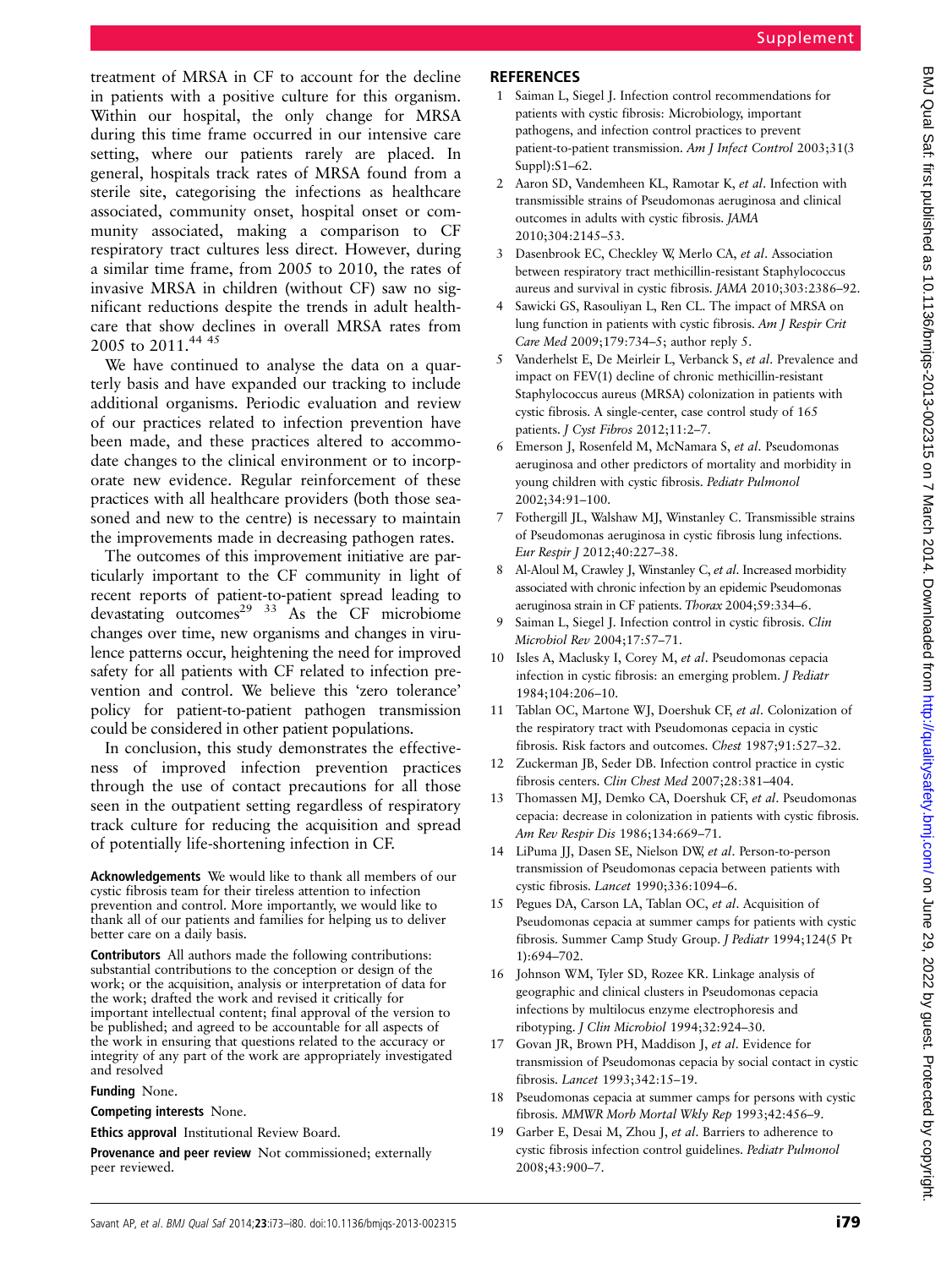treatment of MRSA in CF to account for the decline in patients with a positive culture for this organism. Within our hospital, the only change for MRSA during this time frame occurred in our intensive care setting, where our patients rarely are placed. In general, hospitals track rates of MRSA found from a sterile site, categorising the infections as healthcare associated, community onset, hospital onset or community associated, making a comparison to CF respiratory tract cultures less direct. However, during a similar time frame, from 2005 to 2010, the rates of invasive MRSA in children (without CF) saw no significant reductions despite the trends in adult healthcare that show declines in overall MRSA rates from 2005 to 2011.[44 45]

We have continued to analyse the data on a quarterly basis and have expanded our tracking to include additional organisms. Periodic evaluation and review of our practices related to infection prevention have been made, and these practices altered to accommodate changes to the clinical environment or to incorporate new evidence. Regular reinforcement of these practices with all healthcare providers (both those seasoned and new to the centre) is necessary to maintain the improvements made in decreasing pathogen rates.

The outcomes of this improvement initiative are particularly important to the CF community in light of recent reports of patient-to-patient spread leading to devastating outcomes[29 33] As the CF microbiome changes over time, new organisms and changes in virulence patterns occur, heightening the need for improved safety for all patients with CF related to infection prevention and control. We believe this 'zero tolerance' policy for patient-to-patient pathogen transmission could be considered in other patient populations.

In conclusion, this study demonstrates the effectiveness of improved infection prevention practices through the use of contact precautions for all those seen in the outpatient setting regardless of respiratory track culture for reducing the acquisition and spread of potentially life-shortening infection in CF.

**Acknowledgements** We would like to thank all members of our cystic fibrosis team for their tireless attention to infection prevention and control. More importantly, we would like to thank all of our patients and families for helping us to deliver better care on a daily basis.

**Contributors** All authors made the following contributions: substantial contributions to the conception or design of the work; or the acquisition, analysis or interpretation of data for the work; drafted the work and revised it critically for important intellectual content; final approval of the version to be published; and agreed to be accountable for all aspects of the work in ensuring that questions related to the accuracy or integrity of any part of the work are appropriately investigated and resolved

**Funding** None.

**Competing interests** None.

**Ethics approval** Institutional Review Board.

**Provenance and peer review** Not commissioned; externally peer reviewed.

## REFERENCES

1. Saiman L, Siegel J. Infection control recommendations for patients with cystic fibrosis: Microbiology, important pathogens, and infection control practices to prevent patient-to-patient transmission. *Am J Infect Control* 2003;31(3 Suppl):S1–62.
2. Aaron SD, Vandemheen KL, Ramotar K, *et al*. Infection with transmissible strains of Pseudomonas aeruginosa and clinical outcomes in adults with cystic fibrosis. *JAMA* 2010;304:2145–53.
3. Dasenbrook EC, Checkley W, Merlo CA, *et al*. Association between respiratory tract methicillin-resistant Staphylococcus aureus and survival in cystic fibrosis. *JAMA* 2010;303:2386–92.
4. Sawicki GS, Rasouliyan L, Ren CL. The impact of MRSA on lung function in patients with cystic fibrosis. *Am J Respir Crit Care Med* 2009;179:734–5; author reply 5.
5. Vanderhelst E, De Meirleir L, Verbanck S, *et al*. Prevalence and impact on FEV(1) decline of chronic methicillin-resistant Staphylococcus aureus (MRSA) colonization in patients with cystic fibrosis. A single-center, case control study of 165 patients. *J Cyst Fibros* 2012;11:2–7.
6. Emerson J, Rosenfeld M, McNamara S, *et al*. Pseudomonas aeruginosa and other predictors of mortality and morbidity in young children with cystic fibrosis. *Pediatr Pulmonol* 2002;34:91–100.
7. Fothergill JL, Walshaw MJ, Winstanley C. Transmissible strains of Pseudomonas aeruginosa in cystic fibrosis lung infections. *Eur Respir J* 2012;40:227–38.
8. Al-Aloul M, Crawley J, Winstanley C, *et al*. Increased morbidity associated with chronic infection by an epidemic Pseudomonas aeruginosa strain in CF patients. *Thorax* 2004;59:334–6.
9. Saiman L, Siegel J. Infection control in cystic fibrosis. *Clin Microbiol Rev* 2004;17:57–71.
10. Isles A, Maclusky I, Corey M, *et al*. Pseudomonas cepacia infection in cystic fibrosis: an emerging problem. *J Pediatr* 1984;104:206–10.
11. Tablan OC, Martone WJ, Doershuk CF, *et al*. Colonization of the respiratory tract with Pseudomonas cepacia in cystic fibrosis. Risk factors and outcomes. *Chest* 1987;91:527–32.
12. Zuckerman JB, Seder DB. Infection control practice in cystic fibrosis centers. *Clin Chest Med* 2007;28:381–404.
13. Thomassen MJ, Demko CA, Doershuk CF, *et al*. Pseudomonas cepacia: decrease in colonization in patients with cystic fibrosis. *Am Rev Respir Dis* 1986;134:669–71.
14. LiPuma JJ, Dasen SE, Nielson DW, *et al*. Person-to-person transmission of Pseudomonas cepacia between patients with cystic fibrosis. *Lancet* 1990;336:1094–6.
15. Pegues DA, Carson LA, Tablan OC, *et al*. Acquisition of Pseudomonas cepacia at summer camps for patients with cystic fibrosis. Summer Camp Study Group. *J Pediatr* 1994;124(5 Pt 1):694–702.
16. Johnson WM, Tyler SD, Rozee KR. Linkage analysis of geographic and clinical clusters in Pseudomonas cepacia infections by multilocus enzyme electrophoresis and ribotyping. *J Clin Microbiol* 1994;32:924–30.
17. Govan JR, Brown PH, Maddison J, *et al*. Evidence for transmission of Pseudomonas cepacia by social contact in cystic fibrosis. *Lancet* 1993;342:15–19.
18. Pseudomonas cepacia at summer camps for persons with cystic fibrosis. *MMWR Morb Mortal Wkly Rep* 1993;42:456–9.
19. Garber E, Desai M, Zhou J, *et al*. Barriers to adherence to cystic fibrosis infection control guidelines. *Pediatr Pulmonol* 2008;43:900–7.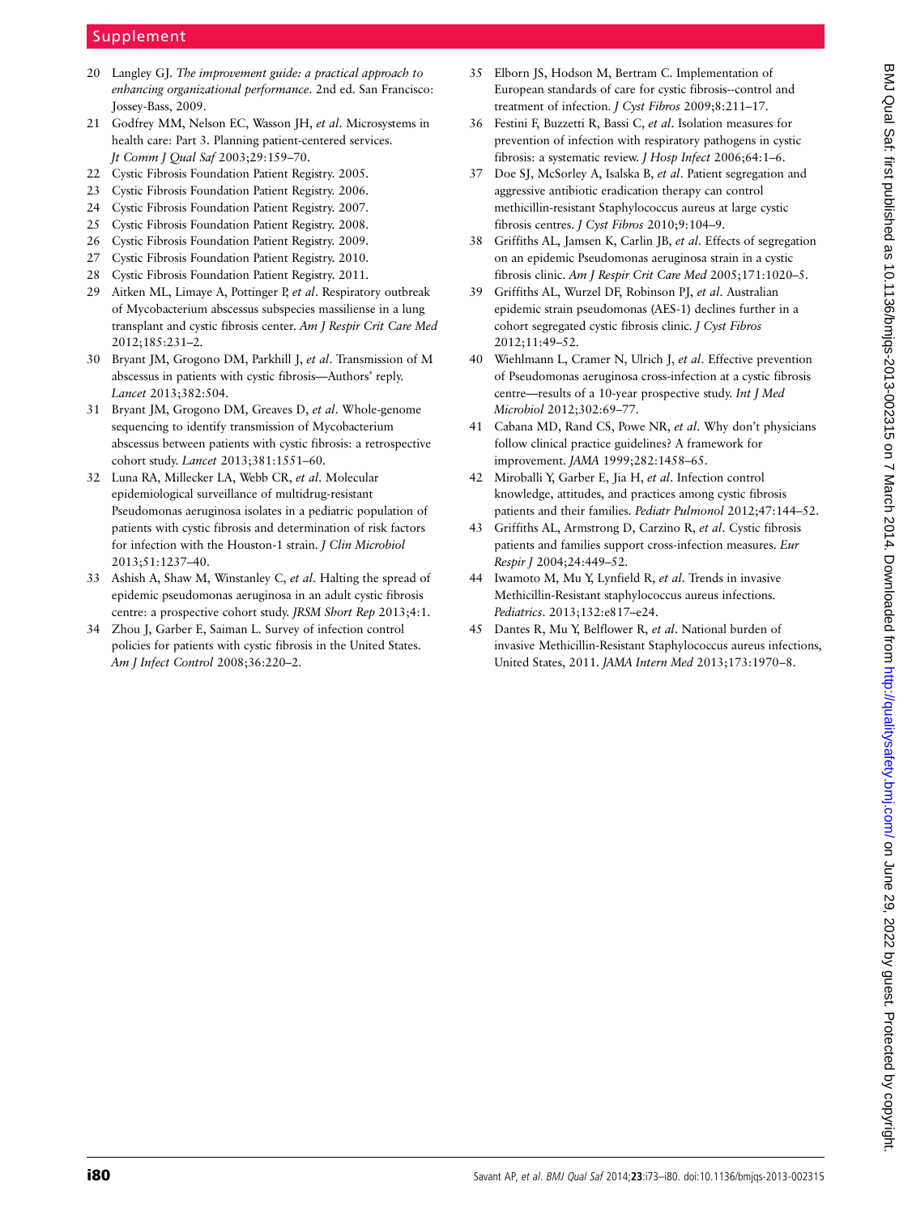20 Langley GJ. *The improvement guide: a practical approach to enhancing organizational performance*. 2nd ed. San Francisco: Jossey-Bass, 2009.
21 Godfrey MM, Nelson EC, Wasson JH, *et al*. Microsystems in health care: Part 3. Planning patient-centered services. *Jt Comm J Qual Saf* 2003;29:159–70.
22 Cystic Fibrosis Foundation Patient Registry. 2005.
23 Cystic Fibrosis Foundation Patient Registry. 2006.
24 Cystic Fibrosis Foundation Patient Registry. 2007.
25 Cystic Fibrosis Foundation Patient Registry. 2008.
26 Cystic Fibrosis Foundation Patient Registry. 2009.
27 Cystic Fibrosis Foundation Patient Registry. 2010.
28 Cystic Fibrosis Foundation Patient Registry. 2011.
29 Aitken ML, Limaye A, Pottinger P, *et al*. Respiratory outbreak of Mycobacterium abscessus subspecies massiliense in a lung transplant and cystic fibrosis center. *Am J Respir Crit Care Med* 2012;185:231–2.
30 Bryant JM, Grogono DM, Parkhill J, *et al*. Transmission of M abscessus in patients with cystic fibrosis—Authors' reply. *Lancet* 2013;382:504.
31 Bryant JM, Grogono DM, Greaves D, *et al*. Whole-genome sequencing to identify transmission of Mycobacterium abscessus between patients with cystic fibrosis: a retrospective cohort study. *Lancet* 2013;381:1551–60.
32 Luna RA, Millecker LA, Webb CR, *et al*. Molecular epidemiological surveillance of multidrug-resistant Pseudomonas aeruginosa isolates in a pediatric population of patients with cystic fibrosis and determination of risk factors for infection with the Houston-1 strain. *J Clin Microbiol* 2013;51:1237–40.
33 Ashish A, Shaw M, Winstanley C, *et al*. Halting the spread of epidemic pseudomonas aeruginosa in an adult cystic fibrosis centre: a prospective cohort study. *JRSM Short Rep* 2013;4:1.
34 Zhou J, Garber E, Saiman L. Survey of infection control policies for patients with cystic fibrosis in the United States. *Am J Infect Control* 2008;36:220–2.
35 Elborn JS, Hodson M, Bertram C. Implementation of European standards of care for cystic fibrosis--control and treatment of infection. *J Cyst Fibros* 2009;8:211–17.
36 Festini F, Buzzetti R, Bassi C, *et al*. Isolation measures for prevention of infection with respiratory pathogens in cystic fibrosis: a systematic review. *J Hosp Infect* 2006;64:1–6.
37 Doe SJ, McSorley A, Isalska B, *et al*. Patient segregation and aggressive antibiotic eradication therapy can control methicillin-resistant Staphylococcus aureus at large cystic fibrosis centres. *J Cyst Fibros* 2010;9:104–9.
38 Griffiths AL, Jamsen K, Carlin JB, *et al*. Effects of segregation on an epidemic Pseudomonas aeruginosa strain in a cystic fibrosis clinic. *Am J Respir Crit Care Med* 2005;171:1020–5.
39 Griffiths AL, Wurzel DF, Robinson PJ, *et al*. Australian epidemic strain pseudomonas (AES-1) declines further in a cohort segregated cystic fibrosis clinic. *J Cyst Fibros* 2012;11:49–52.
40 Wiehlmann L, Cramer N, Ulrich J, *et al*. Effective prevention of Pseudomonas aeruginosa cross-infection at a cystic fibrosis centre—results of a 10-year prospective study. *Int J Med Microbiol* 2012;302:69–77.
41 Cabana MD, Rand CS, Powe NR, *et al*. Why don't physicians follow clinical practice guidelines? A framework for improvement. *JAMA* 1999;282:1458–65.
42 Miroballi Y, Garber E, Jia H, *et al*. Infection control knowledge, attitudes, and practices among cystic fibrosis patients and their families. *Pediatr Pulmonol* 2012;47:144–52.
43 Griffiths AL, Armstrong D, Carzino R, *et al*. Cystic fibrosis patients and families support cross-infection measures. *Eur Respir J* 2004;24:449–52.
44 Iwamoto M, Mu Y, Lynfield R, *et al*. Trends in invasive Methicillin-Resistant staphylococcus aureus infections. *Pediatrics*. 2013;132:e817–e24.
45 Dantes R, Mu Y, Belflower R, *et al*. National burden of invasive Methicillin-Resistant Staphylococcus aureus infections, United States, 2011. *JAMA Intern Med* 2013;173:1970–8.